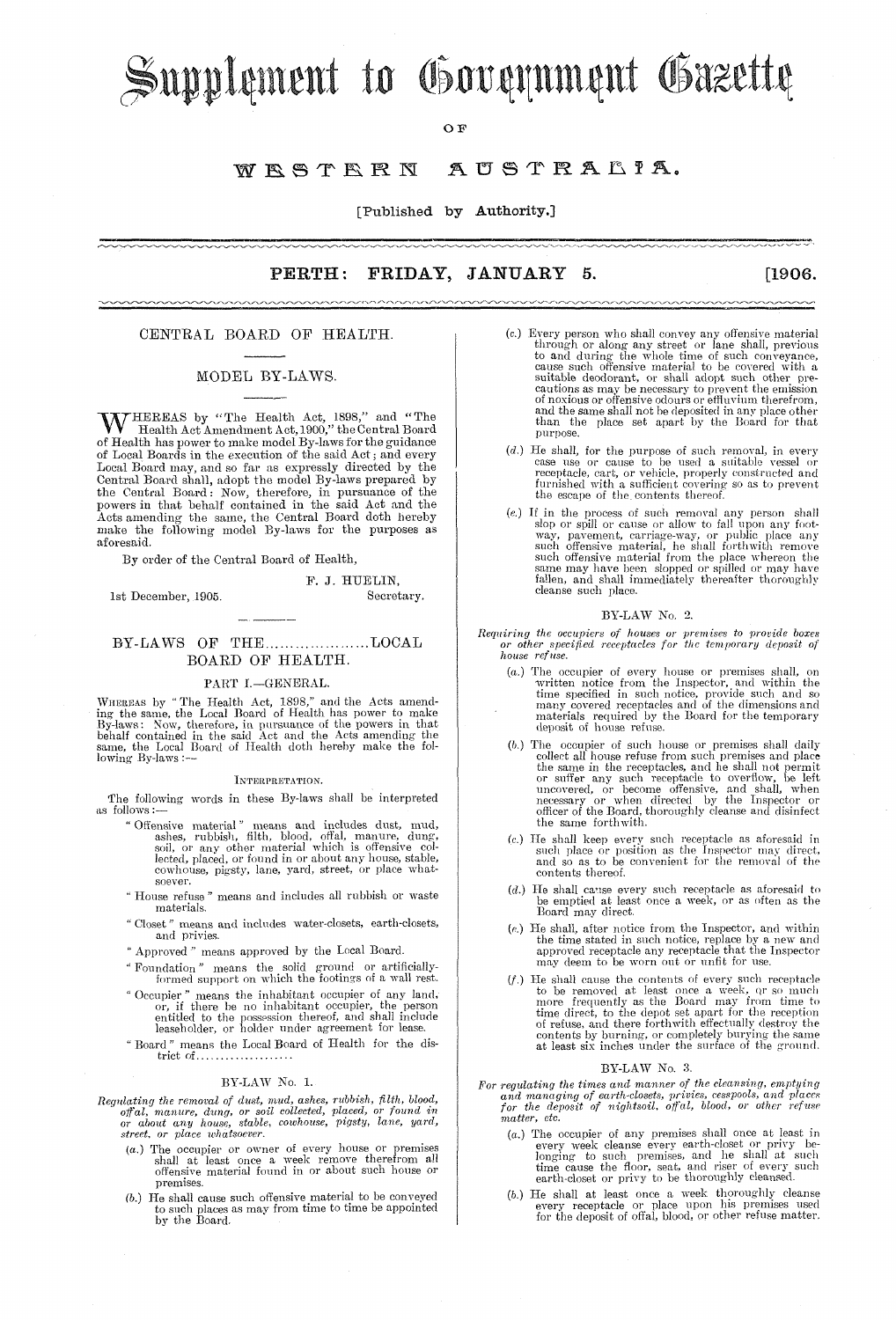# Supplement to Government Gazette

OF

# WESTERN AUSTRALIA.

[Published by Authority.]

**PERTH: FRIDAY, JANUARY 5. [1906.**

## CENTRAL BOARD OF HEALTH.

### MODEL BY-LAWS.

WHEREAS by "The Health Act, 1898," and "The Health Act Amendment Act, 1900," the Central Board of Health has power to make model By-laws for the guidance of Local Boards in the execution of the said Act; and every Local Board may, and so far as expressly directed by the Central Board shall, adopt the model By-laws prepared by the Central Board: Now, therefore, in pursuance of the powers in that behalf contained in the said Act and the Acts amending the same, the Central Board doth hereby make the following model By-laws for the purposes as aforesaid.

By order of the Central Board of Health,

F. J. HUELIN,
Secretary.

1st December, 1905.

## BY-LAWS OF THE....................LOCAL BOARD OF HEALTH.

### PART I.—GENERAL.

WHEREAS by "The Health Act, 1898," and the Acts amending the same, the Local Board of Health has power to make By-laws: Now, therefore, in pursuance of the powers in that behalf contained in the said Act and the Acts amending the same, the Local Board of Health doth hereby make the following By-laws:—

#### INTERPRETATION.

The following words in these By-laws shall be interpreted as follows:—

"Offensive material" means and includes dust, mud, ashes, rubbish, filth, blood, offal, manure, dung, soil, or any other material which is offensive collected, placed, or found in or about any house, stable, cowhouse, pigsty, lane, yard, street, or place whatsoever.

"House refuse" means and includes all rubbish or waste materials.

"Closet" means and includes water-closets, earth-closets, and privies.

"Approved" means approved by the Local Board.

"Foundation" means the solid ground or artificially-formed support on which the footings of a wall rest.

"Occupier" means the inhabitant occupier of any land, or, if there be no inhabitant occupier, the person entitled to the possession thereof, and shall include leaseholder, or holder under agreement for lease.

"Board" means the Local Board of Health for the district of....................

#### BY-LAW No. 1.

*Regulating the removal of dust, mud, ashes, rubbish, filth, blood, offal, manure, dung, or soil collected, placed, or found in or about any house, stable, cowhouse, pigsty, lane, yard, street, or place whatsoever.*

(a.) The occupier or owner of every house or premises shall at least once a week remove therefrom all offensive material found in or about such house or premises.

(b.) He shall cause such offensive material to be conveyed to such places as may from time to time be appointed by the Board.

(c.) Every person who shall convey any offensive material through or along any street or lane shall, previous to and during the whole time of such conveyance, cause such offensive material to be covered with a suitable deodorant, or shall adopt such other precautions as may be necessary to prevent the emission of noxious or offensive odours or effluvium therefrom, and the same shall not be deposited in any place other than the place set apart by the Board for that purpose.

(d.) He shall, for the purpose of such removal, in every case use or cause to be used a suitable vessel or receptacle, cart, or vehicle, properly constructed and furnished with a sufficient covering so as to prevent the escape of the contents thereof.

(e.) If in the process of such removal any person shall slop or spill or cause or allow to fall upon any footway, pavement, carriage-way, or public place any such offensive material, he shall forthwith remove such offensive material from the place whereon the same may have been slopped or spilled or may have fallen, and shall immediately thereafter thoroughly cleanse such place.

#### BY-LAW No. 2.

*Requiring the occupiers of houses or premises to provide boxes or other specified receptacles for the temporary deposit of house refuse.*

(a.) The occupier of every house or premises shall, on written notice from the Inspector, and within the time specified in such notice, provide such and so many covered receptacles and of the dimensions and materials required by the Board for the temporary deposit of house refuse.

(b.) The occupier of such house or premises shall daily collect all house refuse from such premises and place the same in the receptacles, and he shall not permit or suffer any such receptacle to overflow, be left uncovered, or become offensive, and shall, when necessary or when directed by the Inspector or officer of the Board, thoroughly cleanse and disinfect the same forthwith.

(c.) He shall keep every such receptacle as aforesaid in such place or position as the Inspector may direct, and so as to be convenient for the removal of the contents thereof.

(d.) He shall cause every such receptacle as aforesaid to be emptied at least once a week, or as often as the Board may direct.

(e.) He shall, after notice from the Inspector, and within the time stated in such notice, replace by a new and approved receptacle any receptacle that the Inspector may deem to be worn out or unfit for use.

(f.) He shall cause the contents of every such receptacle to be removed at least once a week, or so much more frequently as the Board may from time to time direct, to the depot set apart for the reception of refuse, and there forthwith effectually destroy the contents by burning, or completely burying the same at least six inches under the surface of the ground.

#### BY-LAW No. 3.

*For regulating the times and manner of the cleansing, emptying and managing of earth-closets, privies, cesspools, and places for the deposit of nightsoil, offal, blood, or other refuse matter, etc.*

(a.) The occupier of any premises shall once at least in every week cleanse every earth-closet or privy belonging to such premises, and he shall at such time cause the floor, seat, and riser of every such earth-closet or privy to be thoroughly cleansed.

(b.) He shall at least once a week thoroughly cleanse every receptacle or place upon his premises used for the deposit of offal, blood, or other refuse matter.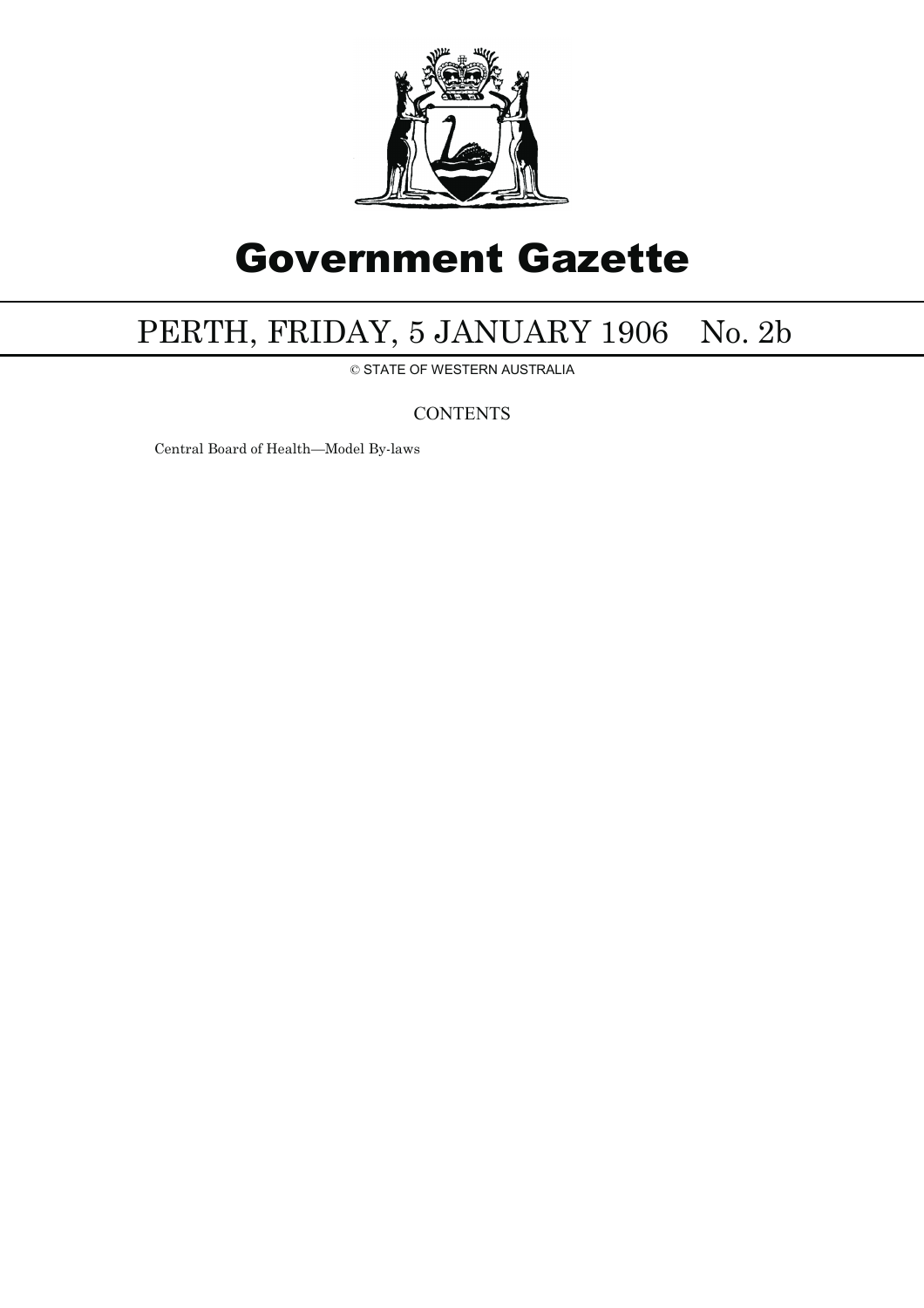# Government Gazette

## PERTH, FRIDAY, 5 JANUARY 1906    No. 2b

© STATE OF WESTERN AUSTRALIA

CONTENTS

Central Board of Health—Model By-laws